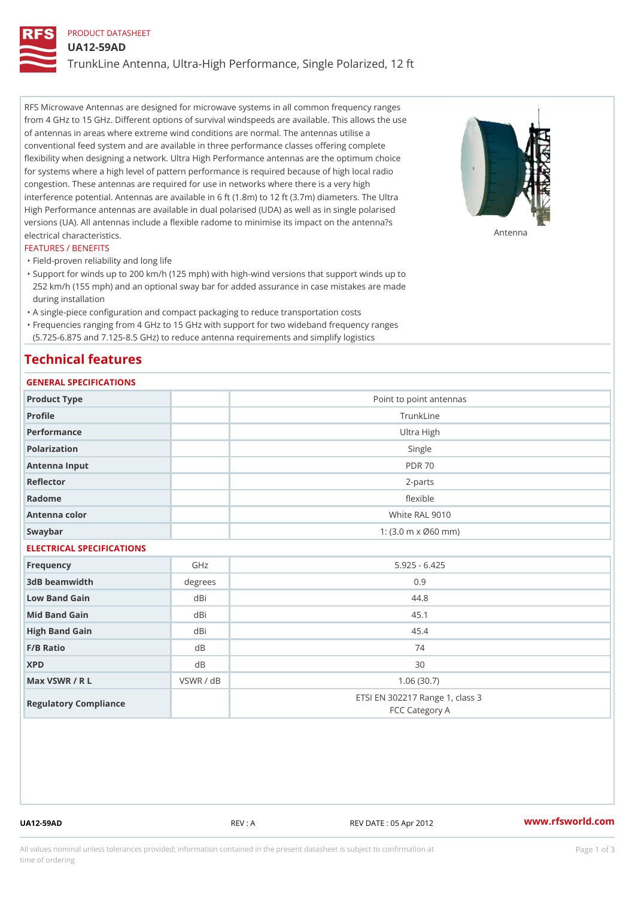PRODUCT DATASHEET

# UA12-59AD

## TrunkLine Antenna, Ultra-High Performance, Single Polarized, 12 ft

RFS Microwave Antennas are designed for microwave systems in all common frequency ranges from 4 GHz to 15 GHz. Different options of survival windspeeds are available. This allows the use of antennas in areas where extreme wind conditions are normal. The antennas utilise a conventional feed system and are available in three performance classes offering complete flexibility when designing a network. Ultra High Performance antennas are the optimum choice for systems where a high level of pattern performance is required because of high local radio congestion. These antennas are required for use in networks where there is a very high interference potential. Antennas are available in 6 ft (1.8m) to 12 ft (3.7m) diameters. The Ultra High Performance antennas are available in dual polarised (UDA) as well as in single polarised versions (UA). All antennas include a flexible radome to minimise its impact on the antenna?s electrical characteristics.

Antenna

### FEATURES / BENEFITS

- Field-proven reliability and long life
- Support for winds up to 200 km/h (125 mph) with high-wind versions that support winds up to 252 km/h (155 mph) and an optional sway bar for added assurance in case mistakes are made during installation
- A single-piece configuration and compact packaging to reduce transportation costs
- Frequencies ranging from 4 GHz to 15 GHz with support for two wideband frequency ranges (5.725-6.875 and 7.125-8.5 GHz) to reduce antenna requirements and simplify logistics

## Technical features

### GENERAL SPECIFICATIONS

| | | |
|---|---|---|
| Product Type | | Point to point antennas |
| Profile | | TrunkLine |
| Performance | | Ultra High |
| Polarization | | Single |
| Antenna Input | | PDR 70 |
| Reflector | | 2-parts |
| Radome | | flexible |
| Antenna color | | White RAL 9010 |
| Swaybar | | 1: (3.0 m x Ø60 mm) |

### ELECTRICAL SPECIFICATIONS

| | | |
|---|---|---|
| Frequency | GHz | 5.925 - 6.425 |
| 3dB beamwidth | degrees | 0.9 |
| Low Band Gain | dBi | 44.8 |
| Mid Band Gain | dBi | 45.1 |
| High Band Gain | dBi | 45.4 |
| F/B Ratio | dB | 74 |
| XPD | dB | 30 |
| Max VSWR / R L | VSWR / dB | 1.06 (30.7) |
| Regulatory Compliance | | ETSI EN 302217 Range 1, class 3<br>FCC Category A |

UA12-59AD REV : A REV DATE : 05 Apr 2012 www.rfsworld.com

All values nominal unless tolerances provided; information contained in the present datasheet is subject to confirmation at time of ordering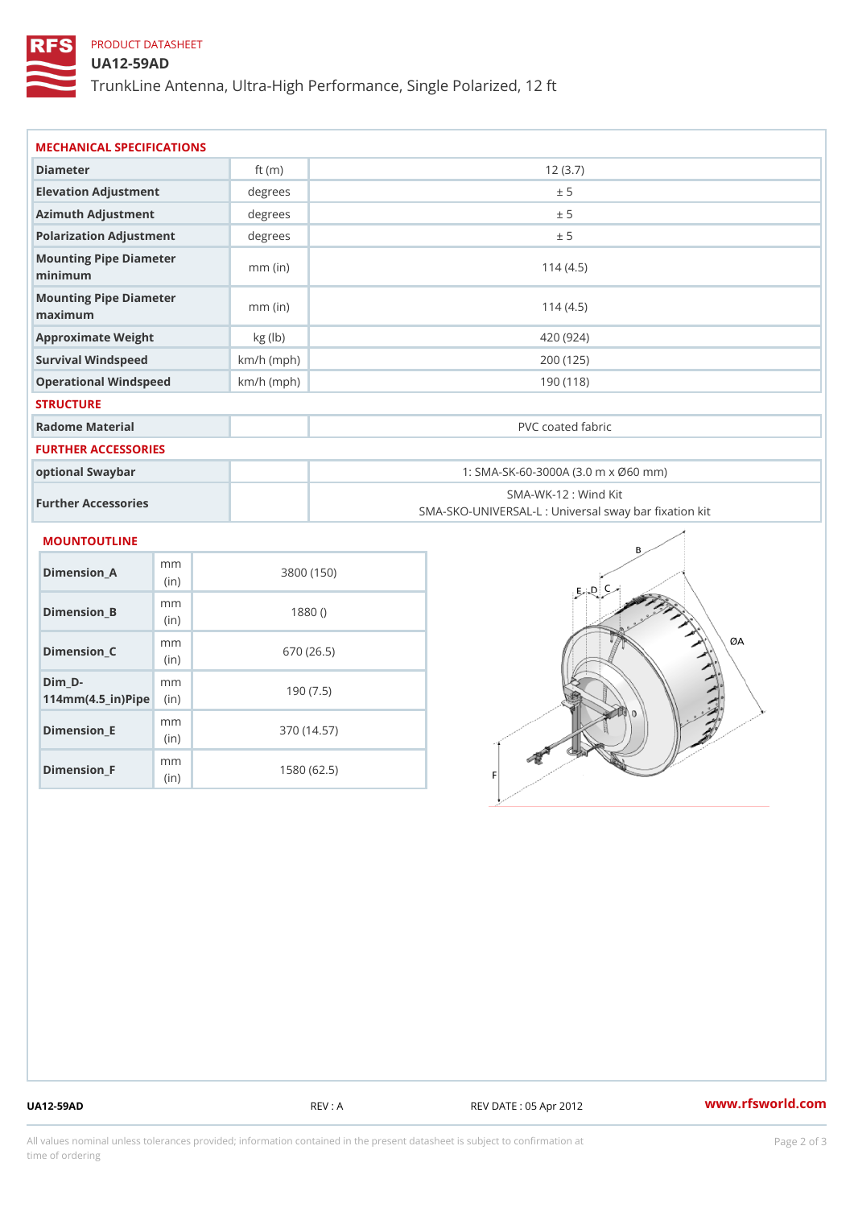PRODUCT DATASHEET

# UA12-59AD

TrunkLine Antenna, Ultra-High Performance, Single Polarized, 12 ft

## MECHANICAL SPECIFICATIONS

| | | |
|---|---|---|
| Diameter | ft (m) | 12 (3.7) |
| Elevation Adjustment | degrees | ± 5 |
| Azimuth Adjustment | degrees | ± 5 |
| Polarization Adjustment | degrees | ± 5 |
| Mounting Pipe Diameter minimum | mm (in) | 114 (4.5) |
| Mounting Pipe Diameter maximum | mm (in) | 114 (4.5) |
| Approximate Weight | kg (lb) | 420 (924) |
| Survival Windspeed | km/h (mph) | 200 (125) |
| Operational Windspeed | km/h (mph) | 190 (118) |

## STRUCTURE

| | | |
|---|---|---|
| Radome Material | | PVC coated fabric |

## FURTHER ACCESSORIES

| | | |
|---|---|---|
| optional Swaybar | | 1: SMA-SK-60-3000A (3.0 m x Ø60 mm) |
| Further Accessories | | SMA-WK-12 : Wind Kit<br>SMA-SKO-UNIVERSAL-L : Universal sway bar fixation kit |

## MOUNTOUTLINE

| | | |
|---|---|---|
| Dimension_A | mm (in) | 3800 (150) |
| Dimension_B | mm (in) | 1880 () |
| Dimension_C | mm (in) | 670 (26.5) |
| Dim_D-114mm(4.5_in)Pipe | mm (in) | 190 (7.5) |
| Dimension_E | mm (in) | 370 (14.57) |
| Dimension_F | mm (in) | 1580 (62.5) |

UA12-59AD REV : A REV DATE : 05 Apr 2012 www.rfsworld.com

All values nominal unless tolerances provided; information contained in the present datasheet is subject to confirmation at time of ordering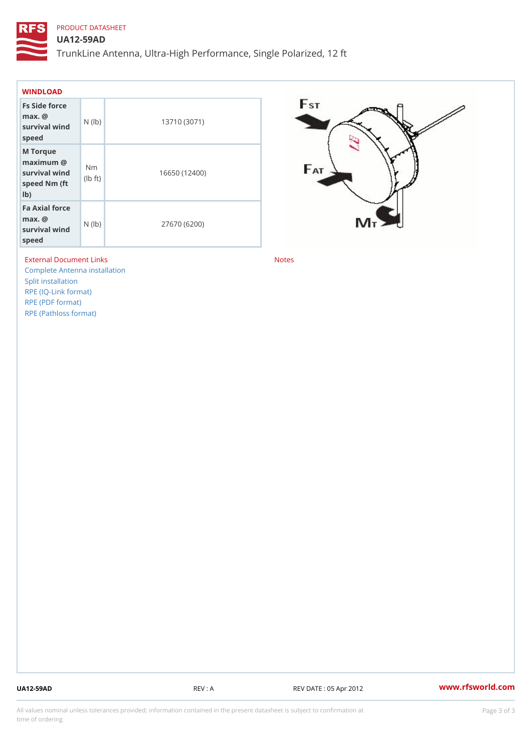PRODUCT DATASHEET

# UA12-59AD

TrunkLine Antenna, Ultra-High Performance, Single Polarized, 12 ft

## WINDLOAD

| | | |
|---|---|---|
| Fs Side force max. @ survival wind speed | N (lb) | 13710 (3071) |
| M Torque maximum @ survival wind speed Nm (ft lb) | Nm (lb ft) | 16650 (12400) |
| Fa Axial force max. @ survival wind speed | N (lb) | 27670 (6200) |

FST

FAT

MT

External Document Links

Complete Antenna installation

Split installation

RPE (IQ-Link format)

RPE (PDF format)

RPE (Pathloss format)

Notes

UA12-59AD REV : A REV DATE : 05 Apr 2012 www.rfsworld.com

All values nominal unless tolerances provided; information contained in the present datasheet is subject to confirmation at time of ordering